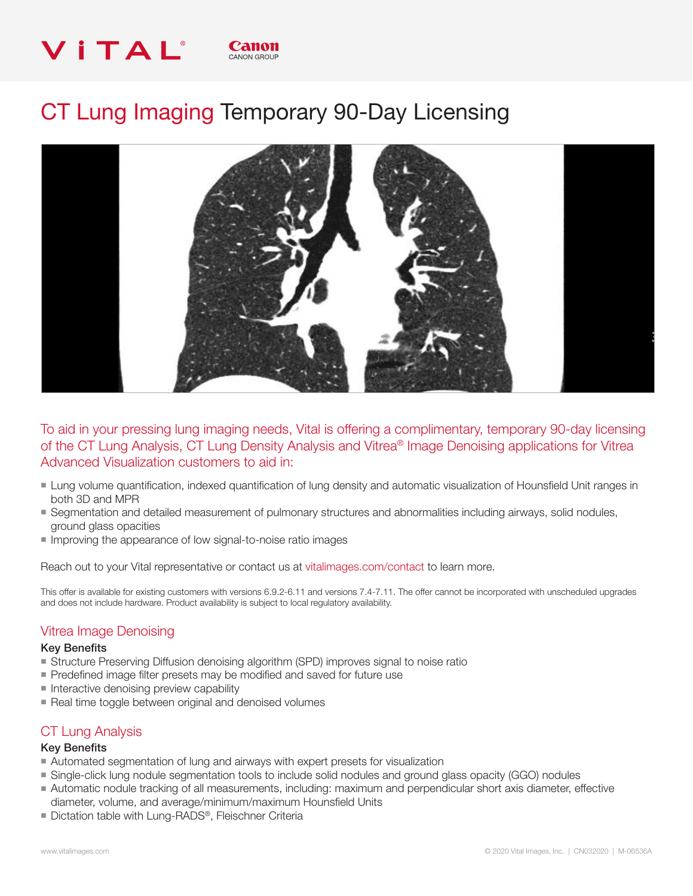# CT Lung Imaging Temporary 90-Day Licensing

To aid in your pressing lung imaging needs, Vital is offering a complimentary, temporary 90-day licensing of the CT Lung Analysis, CT Lung Density Analysis and Vitrea® Image Denoising applications for Vitrea Advanced Visualization customers to aid in:

- Lung volume quantification, indexed quantification of lung density and automatic visualization of Hounsfield Unit ranges in both 3D and MPR
- Segmentation and detailed measurement of pulmonary structures and abnormalities including airways, solid nodules, ground glass opacities
- Improving the appearance of low signal-to-noise ratio images

Reach out to your Vital representative or contact us at vitalimages.com/contact to learn more.

This offer is available for existing customers with versions 6.9.2-6.11 and versions 7.4-7.11. The offer cannot be incorporated with unscheduled upgrades and does not include hardware. Product availability is subject to local regulatory availability.

## Vitrea Image Denoising

**Key Benefits**

- Structure Preserving Diffusion denoising algorithm (SPD) improves signal to noise ratio
- Predefined image filter presets may be modified and saved for future use
- Interactive denoising preview capability
- Real time toggle between original and denoised volumes

## CT Lung Analysis

**Key Benefits**

- Automated segmentation of lung and airways with expert presets for visualization
- Single-click lung nodule segmentation tools to include solid nodules and ground glass opacity (GGO) nodules
- Automatic nodule tracking of all measurements, including: maximum and perpendicular short axis diameter, effective diameter, volume, and average/minimum/maximum Hounsfield Units
- Dictation table with Lung-RADS®, Fleischner Criteria

www.vitalimages.com

© 2020 Vital Images, Inc. | CN032020 | M-06536A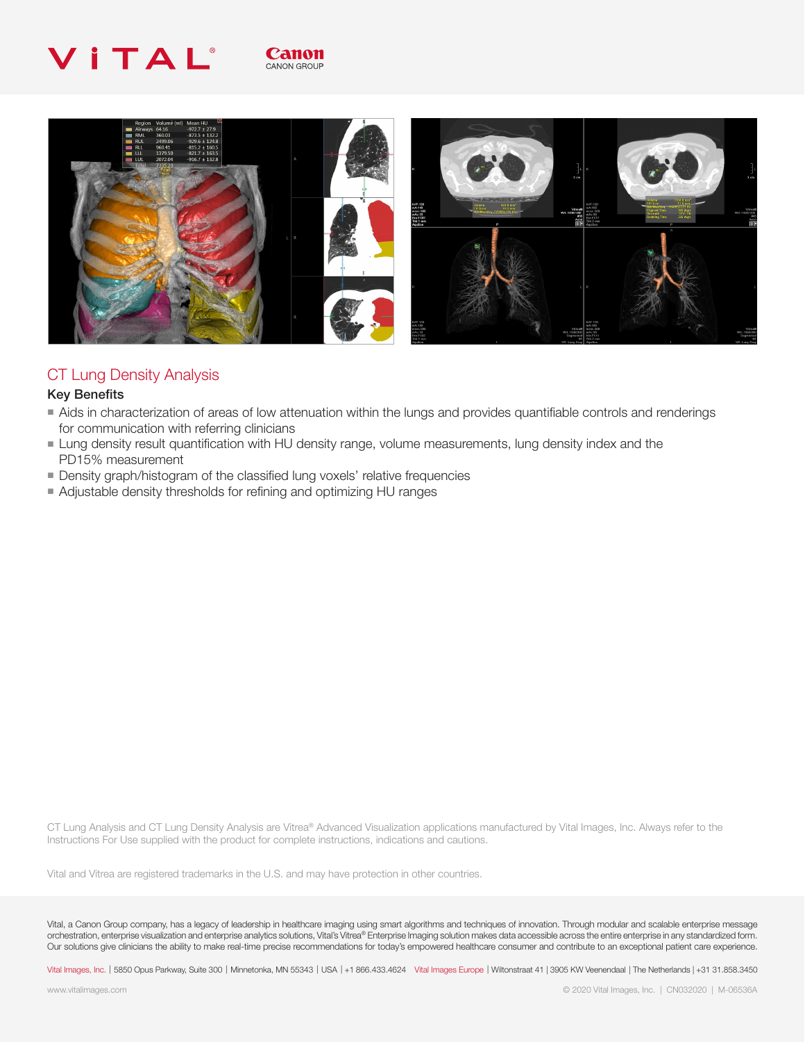## CT Lung Density Analysis

### Key Benefits

- Aids in characterization of areas of low attenuation within the lungs and provides quantifiable controls and renderings for communication with referring clinicians
- Lung density result quantification with HU density range, volume measurements, lung density index and the PD15% measurement
- Density graph/histogram of the classified lung voxels' relative frequencies
- Adjustable density thresholds for refining and optimizing HU ranges

CT Lung Analysis and CT Lung Density Analysis are Vitrea® Advanced Visualization applications manufactured by Vital Images, Inc. Always refer to the Instructions For Use supplied with the product for complete instructions, indications and cautions.

Vital and Vitrea are registered trademarks in the U.S. and may have protection in other countries.

Vital, a Canon Group company, has a legacy of leadership in healthcare imaging using smart algorithms and techniques of innovation. Through modular and scalable enterprise message orchestration, enterprise visualization and enterprise analytics solutions, Vital's Vitrea® Enterprise Imaging solution makes data accessible across the entire enterprise in any standardized form. Our solutions give clinicians the ability to make real-time precise recommendations for today's empowered healthcare consumer and contribute to an exceptional patient care experience.

Vital Images, Inc. | 5850 Opus Parkway, Suite 300 | Minnetonka, MN 55343 | USA | +1 866.433.4624 Vital Images Europe | Wiltonstraat 41 | 3905 KW Veenendaal | The Netherlands | +31 31.858.3450

www.vitalimages.com © 2020 Vital Images, Inc. | CN032020 | M-06536A